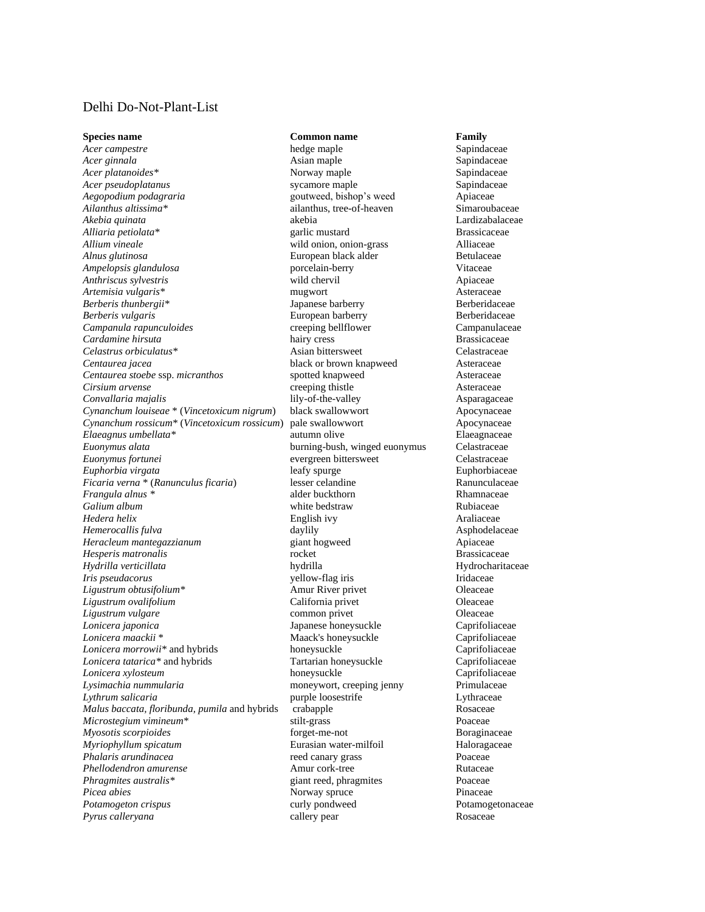Delhi Do-Not-Plant-List

| **Species name** | **Common name** | **Family** |
| --- | --- | --- |
| *Acer campestre* | hedge maple | Sapindaceae |
| *Acer ginnala* | Asian maple | Sapindaceae |
| *Acer platanoides** | Norway maple | Sapindaceae |
| *Acer pseudoplatanus* | sycamore maple | Sapindaceae |
| *Aegopodium podagraria* | goutweed, bishop's weed | Apiaceae |
| *Ailanthus altissima** | ailanthus, tree-of-heaven | Simaroubaceae |
| *Akebia quinata* | akebia | Lardizabalaceae |
| *Alliaria petiolata** | garlic mustard | Brassicaceae |
| *Allium vineale* | wild onion, onion-grass | Alliaceae |
| *Alnus glutinosa* | European black alder | Betulaceae |
| *Ampelopsis glandulosa* | porcelain-berry | Vitaceae |
| *Anthriscus sylvestris* | wild chervil | Apiaceae |
| *Artemisia vulgaris** | mugwort | Asteraceae |
| *Berberis thunbergii** | Japanese barberry | Berberidaceae |
| *Berberis vulgaris* | European barberry | Berberidaceae |
| *Campanula rapunculoides* | creeping bellflower | Campanulaceae |
| *Cardamine hirsuta* | hairy cress | Brassicaceae |
| *Celastrus orbiculatus** | Asian bittersweet | Celastraceae |
| *Centaurea jacea* | black or brown knapweed | Asteraceae |
| *Centaurea stoebe* ssp. *micranthos* | spotted knapweed | Asteraceae |
| *Cirsium arvense* | creeping thistle | Asteraceae |
| *Convallaria majalis* | lily-of-the-valley | Asparagaceae |
| *Cynanchum louiseae* * (*Vincetoxicum nigrum*) | black swallowwort | Apocynaceae |
| *Cynanchum rossicum** (*Vincetoxicum rossicum*) | pale swallowwort | Apocynaceae |
| *Elaeagnus umbellata** | autumn olive | Elaeagnaceae |
| *Euonymus alata* | burning-bush, winged euonymus | Celastraceae |
| *Euonymus fortunei* | evergreen bittersweet | Celastraceae |
| *Euphorbia virgata* | leafy spurge | Euphorbiaceae |
| *Ficaria verna* * (*Ranunculus ficaria*) | lesser celandine | Ranunculaceae |
| *Frangula alnus* * | alder buckthorn | Rhamnaceae |
| *Galium album* | white bedstraw | Rubiaceae |
| *Hedera helix* | English ivy | Araliaceae |
| *Hemerocallis fulva* | daylily | Asphodelaceae |
| *Heracleum mantegazzianum* | giant hogweed | Apiaceae |
| *Hesperis matronalis* | rocket | Brassicaceae |
| *Hydrilla verticillata* | hydrilla | Hydrocharitaceae |
| *Iris pseudacorus* | yellow-flag iris | Iridaceae |
| *Ligustrum obtusifolium** | Amur River privet | Oleaceae |
| *Ligustrum ovalifolium* | California privet | Oleaceae |
| *Ligustrum vulgare* | common privet | Oleaceae |
| *Lonicera japonica* | Japanese honeysuckle | Caprifoliaceae |
| *Lonicera maackii* * | Maack's honeysuckle | Caprifoliaceae |
| *Lonicera morrowii** and hybrids | honeysuckle | Caprifoliaceae |
| *Lonicera tatarica** and hybrids | Tartarian honeysuckle | Caprifoliaceae |
| *Lonicera xylosteum* | honeysuckle | Caprifoliaceae |
| *Lysimachia nummularia* | moneywort, creeping jenny | Primulaceae |
| *Lythrum salicaria* | purple loosestrife | Lythraceae |
| *Malus baccata, floribunda, pumila* and hybrids | crabapple | Rosaceae |
| *Microstegium vimineum** | stilt-grass | Poaceae |
| *Myosotis scorpioides* | forget-me-not | Boraginaceae |
| *Myriophyllum spicatum* | Eurasian water-milfoil | Haloragaceae |
| *Phalaris arundinacea* | reed canary grass | Poaceae |
| *Phellodendron amurense* | Amur cork-tree | Rutaceae |
| *Phragmites australis** | giant reed, phragmites | Poaceae |
| *Picea abies* | Norway spruce | Pinaceae |
| *Potamogeton crispus* | curly pondweed | Potamogetonaceae |
| *Pyrus calleryana* | callery pear | Rosaceae |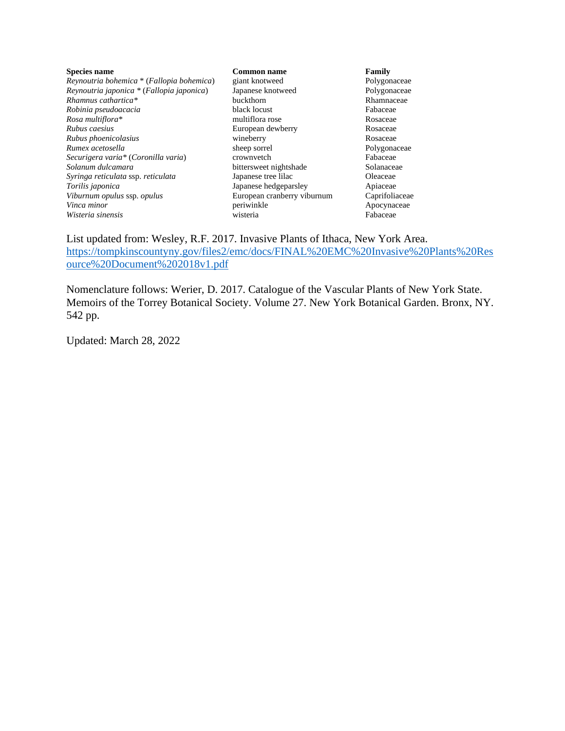| Species name | Common name | Family |
| --- | --- | --- |
| *Reynoutria bohemica* * (*Fallopia bohemica*) | giant knotweed | Polygonaceae |
| *Reynoutria japonica* * (*Fallopia japonica*) | Japanese knotweed | Polygonaceae |
| *Rhamnus cathartica** | buckthorn | Rhamnaceae |
| *Robinia pseudoacacia* | black locust | Fabaceae |
| *Rosa multiflora** | multiflora rose | Rosaceae |
| *Rubus caesius* | European dewberry | Rosaceae |
| *Rubus phoenicolasius* | wineberry | Rosaceae |
| *Rumex acetosella* | sheep sorrel | Polygonaceae |
| *Securigera varia** (*Coronilla varia*) | crownvetch | Fabaceae |
| *Solanum dulcamara* | bittersweet nightshade | Solanaceae |
| *Syringa reticulata* ssp. *reticulata* | Japanese tree lilac | Oleaceae |
| *Torilis japonica* | Japanese hedgeparsley | Apiaceae |
| *Viburnum opulus* ssp. *opulus* | European cranberry viburnum | Caprifoliaceae |
| *Vinca minor* | periwinkle | Apocynaceae |
| *Wisteria sinensis* | wisteria | Fabaceae |

List updated from: Wesley, R.F. 2017. Invasive Plants of Ithaca, New York Area. https://tompkinscountyny.gov/files2/emc/docs/FINAL%20EMC%20Invasive%20Plants%20Resource%20Document%202018v1.pdf

Nomenclature follows: Werier, D. 2017. Catalogue of the Vascular Plants of New York State. Memoirs of the Torrey Botanical Society. Volume 27. New York Botanical Garden. Bronx, NY. 542 pp.

Updated: March 28, 2022